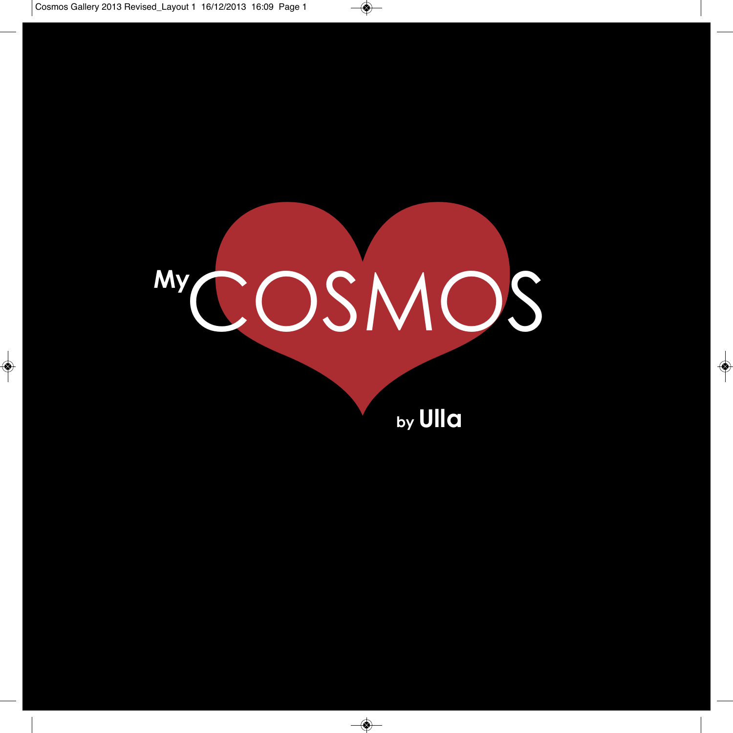# My COSMOS

by Ulla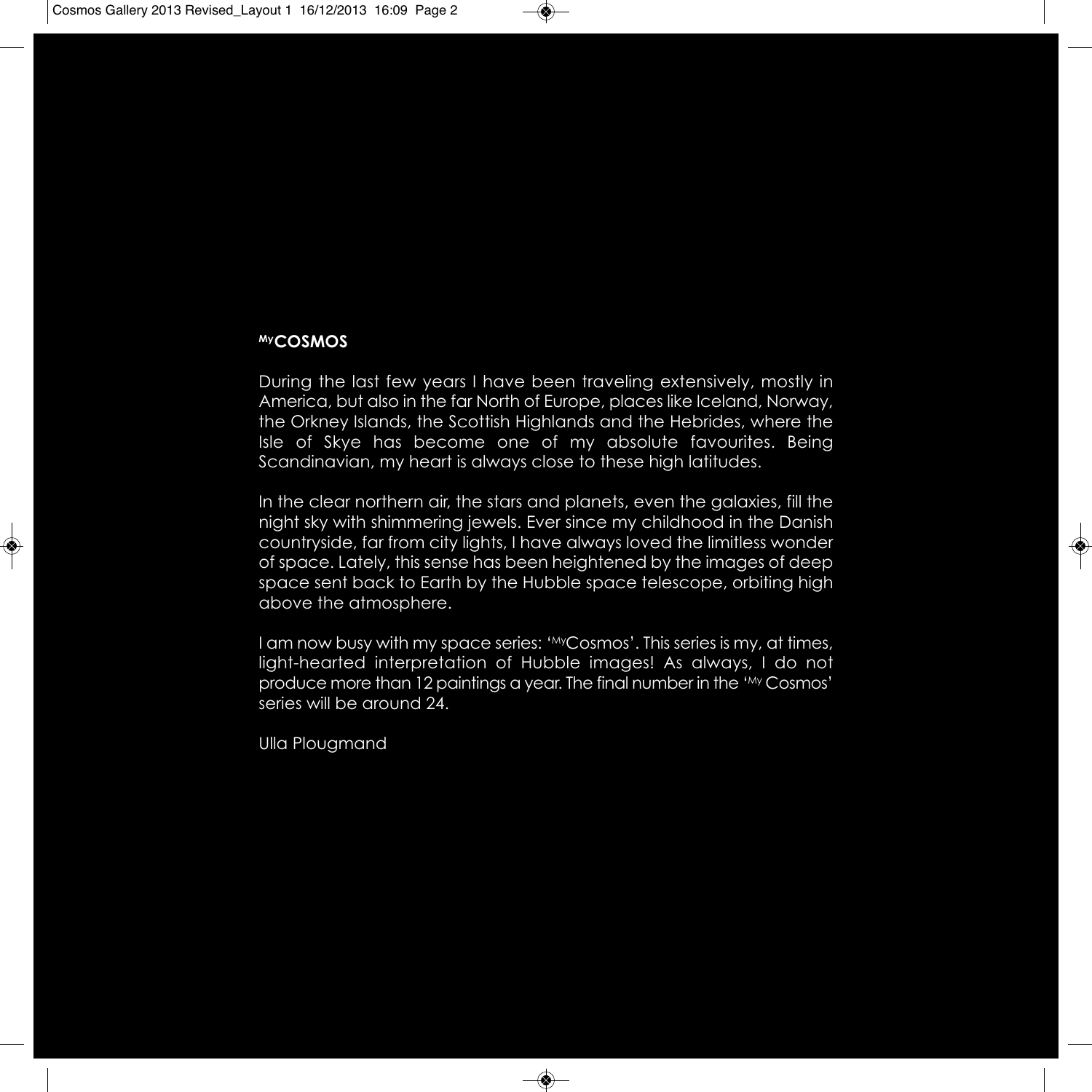## MyCOSMOS

During the last few years I have been traveling extensively, mostly in America, but also in the far North of Europe, places like Iceland, Norway, the Orkney Islands, the Scottish Highlands and the Hebrides, where the Isle of Skye has become one of my absolute favourites. Being Scandinavian, my heart is always close to these high latitudes.

In the clear northern air, the stars and planets, even the galaxies, fill the night sky with shimmering jewels. Ever since my childhood in the Danish countryside, far from city lights, I have always loved the limitless wonder of space. Lately, this sense has been heightened by the images of deep space sent back to Earth by the Hubble space telescope, orbiting high above the atmosphere.

I am now busy with my space series: 'MyCosmos'. This series is my, at times, light-hearted interpretation of Hubble images! As always, I do not produce more than 12 paintings a year. The final number in the 'My Cosmos' series will be around 24.

Ulla Plougmand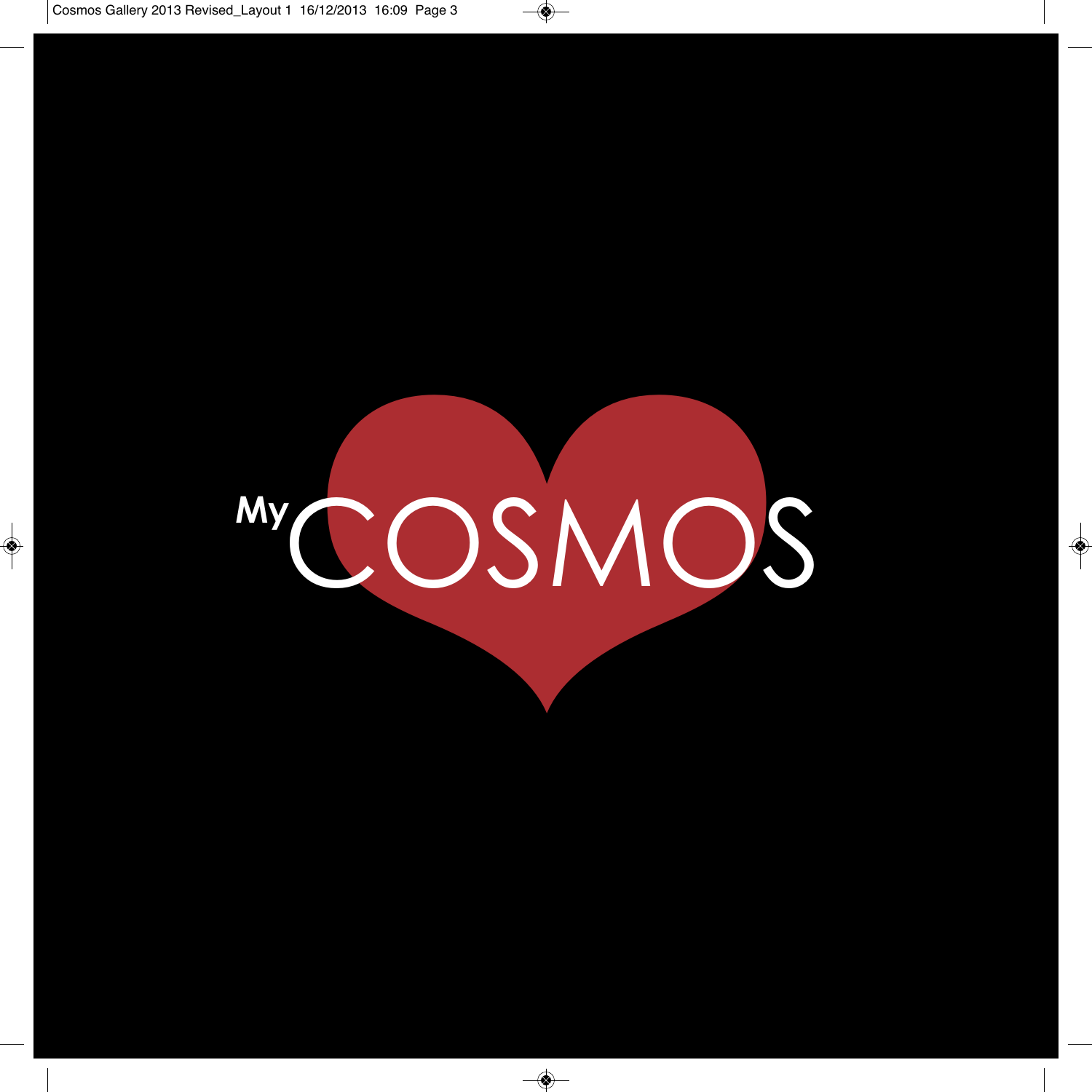# My COSMOS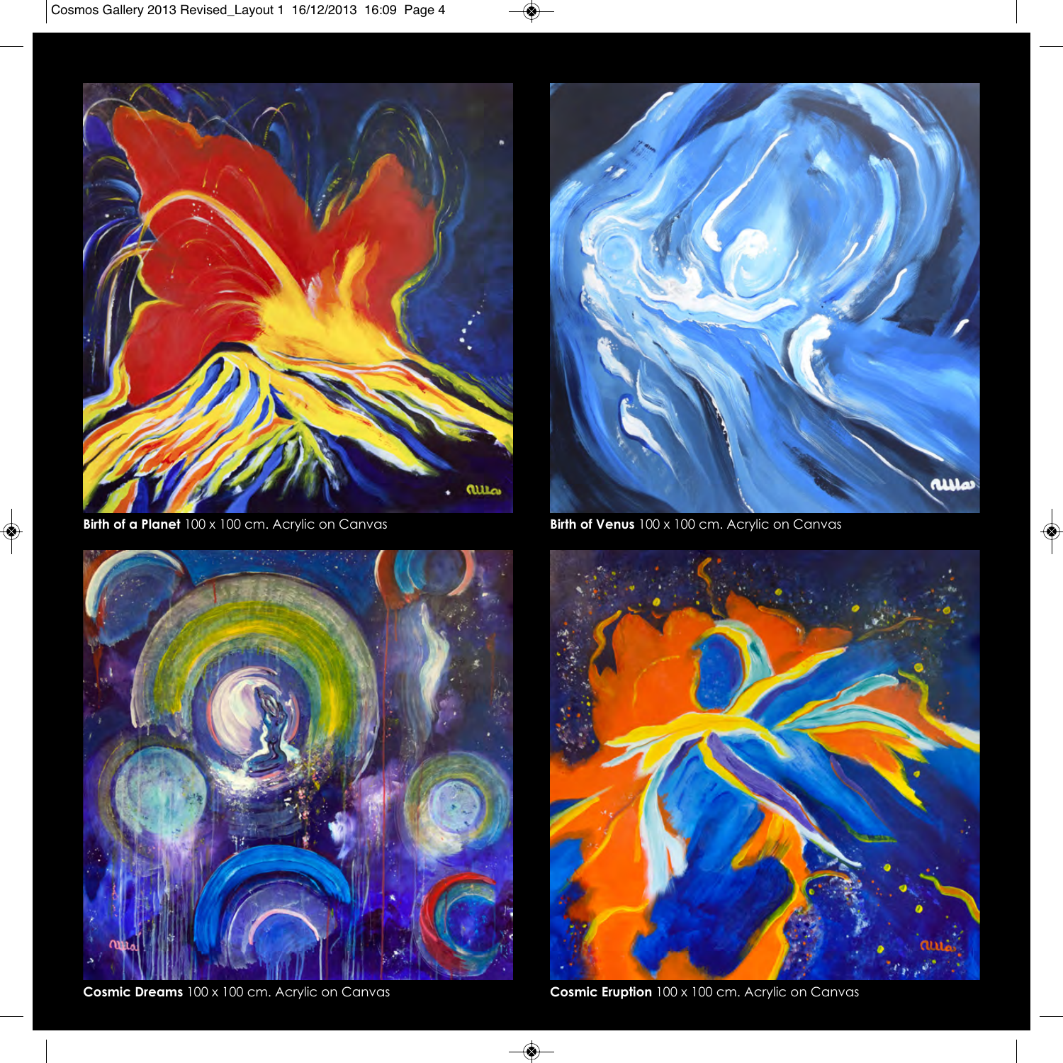**Birth of a Planet** 100 x 100 cm. Acrylic on Canvas

**Birth of Venus** 100 x 100 cm. Acrylic on Canvas

**Cosmic Dreams** 100 x 100 cm. Acrylic on Canvas

**Cosmic Eruption** 100 x 100 cm. Acrylic on Canvas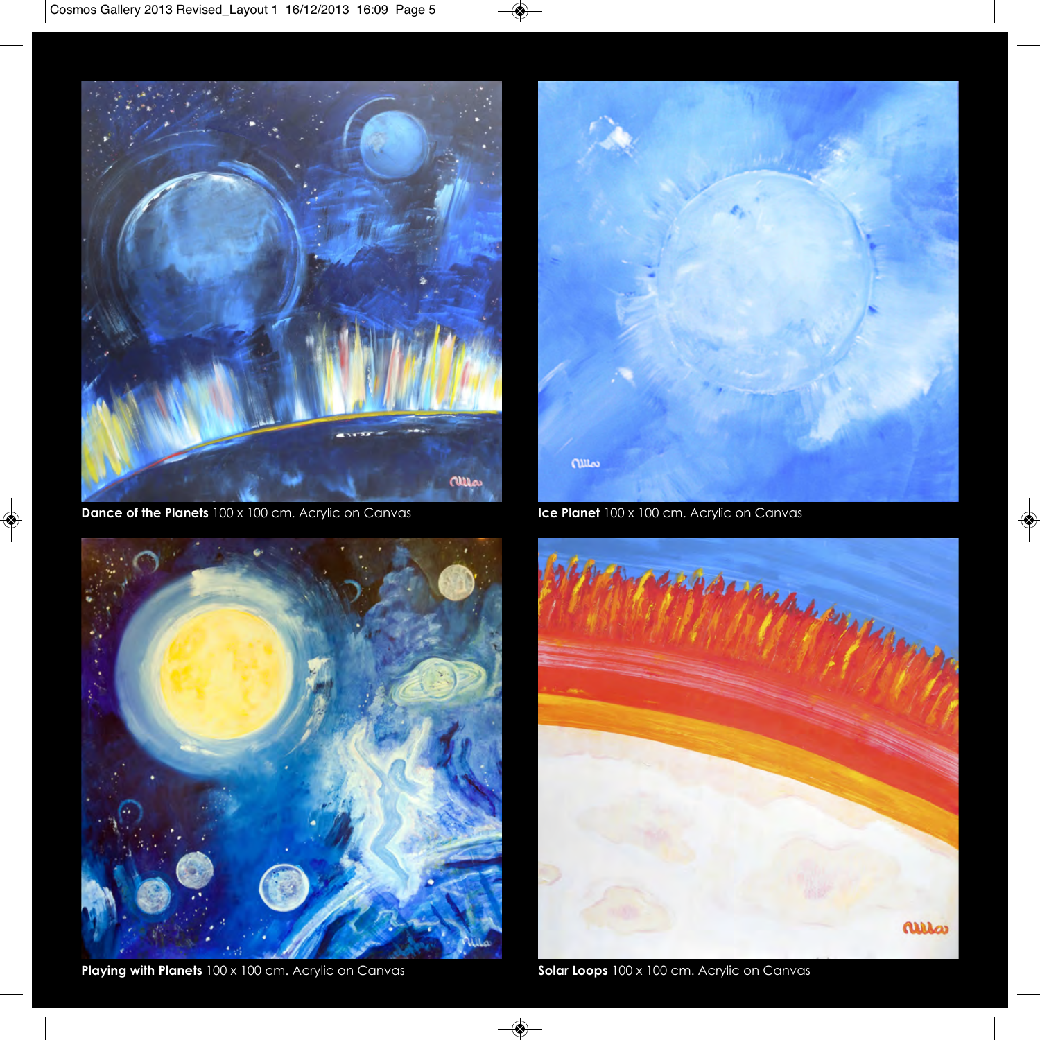**Dance of the Planets** 100 x 100 cm. Acrylic on Canvas

**Ice Planet** 100 x 100 cm. Acrylic on Canvas

**Playing with Planets** 100 x 100 cm. Acrylic on Canvas

**Solar Loops** 100 x 100 cm. Acrylic on Canvas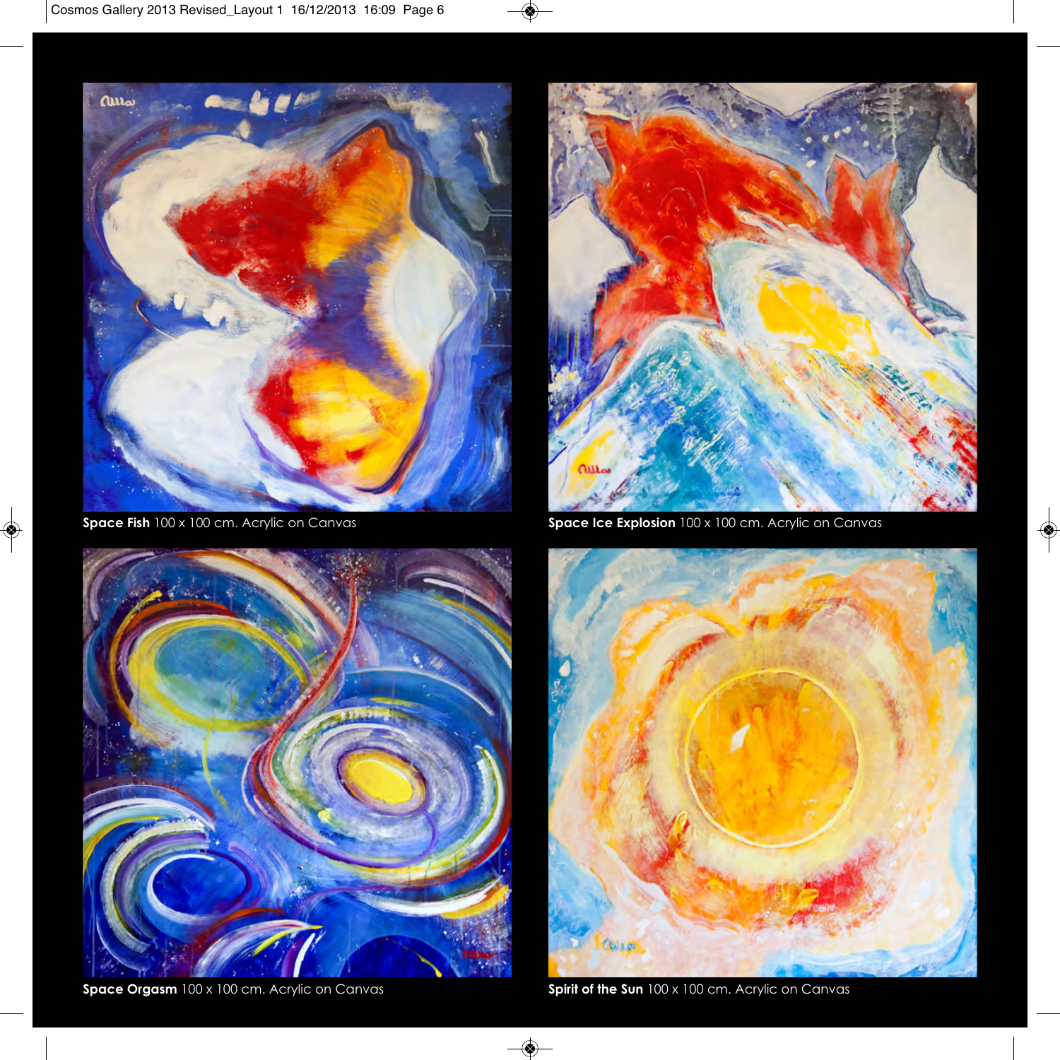**Space Fish** 100 x 100 cm. Acrylic on Canvas

**Space Ice Explosion** 100 x 100 cm. Acrylic on Canvas

**Space Orgasm** 100 x 100 cm. Acrylic on Canvas

**Spirit of the Sun** 100 x 100 cm. Acrylic on Canvas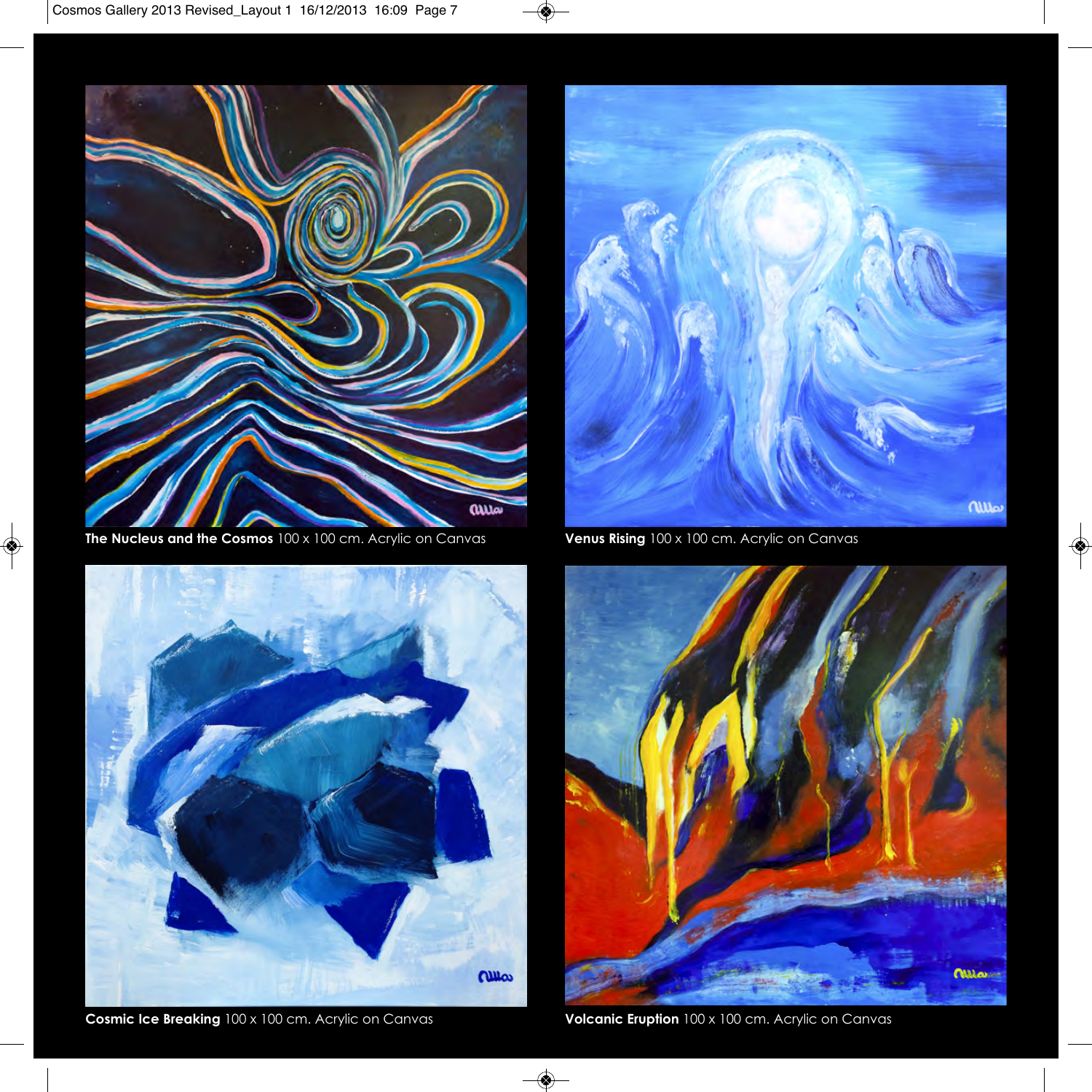**The Nucleus and the Cosmos** 100 x 100 cm. Acrylic on Canvas

**Venus Rising** 100 x 100 cm. Acrylic on Canvas

**Cosmic Ice Breaking** 100 x 100 cm. Acrylic on Canvas

**Volcanic Eruption** 100 x 100 cm. Acrylic on Canvas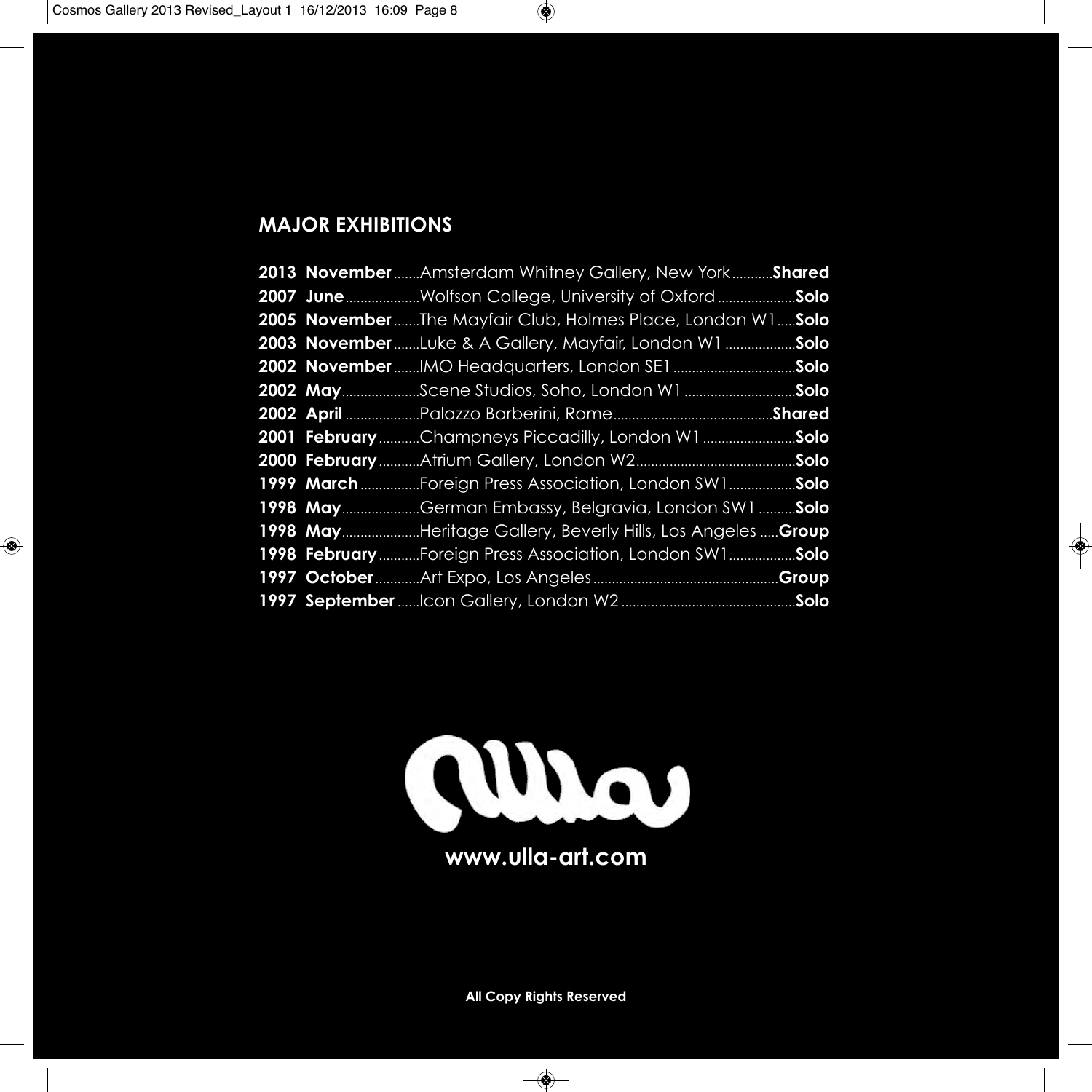## MAJOR EXHIBITIONS

| | | | |
|---|---|---|---|
| **2013** | **November** | Amsterdam Whitney Gallery, New York | **Shared** |
| **2007** | **June** | Wolfson College, University of Oxford | **Solo** |
| **2005** | **November** | The Mayfair Club, Holmes Place, London W1 | **Solo** |
| **2003** | **November** | Luke & A Gallery, Mayfair, London W1 | **Solo** |
| **2002** | **November** | IMO Headquarters, London SE1 | **Solo** |
| **2002** | **May** | Scene Studios, Soho, London W1 | **Solo** |
| **2002** | **April** | Palazzo Barberini, Rome | **Shared** |
| **2001** | **February** | Champneys Piccadilly, London W1 | **Solo** |
| **2000** | **February** | Atrium Gallery, London W2 | **Solo** |
| **1999** | **March** | Foreign Press Association, London SW1 | **Solo** |
| **1998** | **May** | German Embassy, Belgravia, London SW1 | **Solo** |
| **1998** | **May** | Heritage Gallery, Beverly Hills, Los Angeles | **Group** |
| **1998** | **February** | Foreign Press Association, London SW1 | **Solo** |
| **1997** | **October** | Art Expo, Los Angeles | **Group** |
| **1997** | **September** | Icon Gallery, London W2 | **Solo** |

**www.ulla-art.com**

**All Copy Rights Reserved**